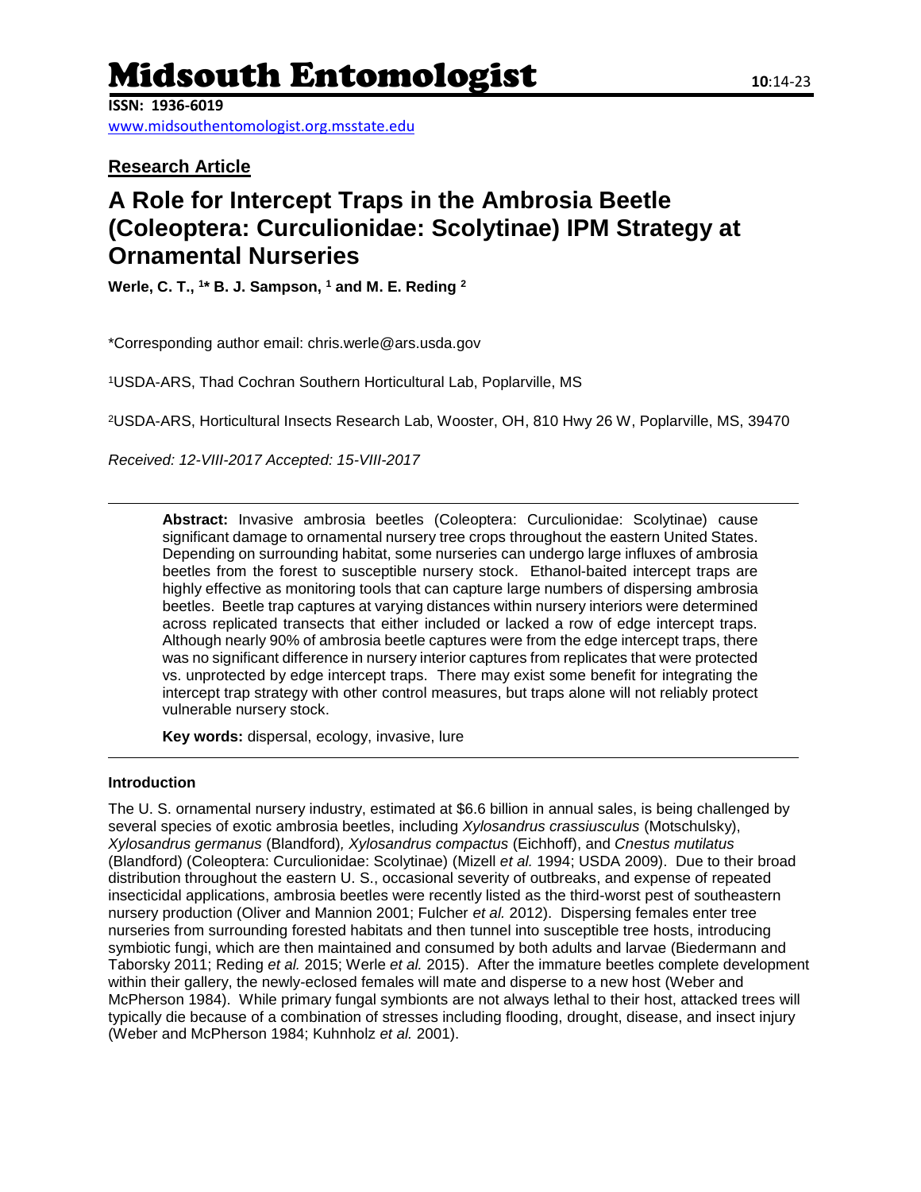# Midsouth Entomologist

**ISSN: 1936-6019**
www.midsouthentomologist.org.msstate.edu

**Research Article**

## A Role for Intercept Traps in the Ambrosia Beetle (Coleoptera: Curculionidae: Scolytinae) IPM Strategy at Ornamental Nurseries

**Werle, C. T.,** [1]***** **B. J. Sampson,** [1] **and M. E. Reding** [2]

*Corresponding author email: chris.werle@ars.usda.gov

[1]USDA-ARS, Thad Cochran Southern Horticultural Lab, Poplarville, MS

[2]USDA-ARS, Horticultural Insects Research Lab, Wooster, OH, 810 Hwy 26 W, Poplarville, MS, 39470

*Received: 12-VIII-2017 Accepted: 15-VIII-2017*

---

**Abstract:** Invasive ambrosia beetles (Coleoptera: Curculionidae: Scolytinae) cause significant damage to ornamental nursery tree crops throughout the eastern United States. Depending on surrounding habitat, some nurseries can undergo large influxes of ambrosia beetles from the forest to susceptible nursery stock. Ethanol-baited intercept traps are highly effective as monitoring tools that can capture large numbers of dispersing ambrosia beetles. Beetle trap captures at varying distances within nursery interiors were determined across replicated transects that either included or lacked a row of edge intercept traps. Although nearly 90% of ambrosia beetle captures were from the edge intercept traps, there was no significant difference in nursery interior captures from replicates that were protected vs. unprotected by edge intercept traps. There may exist some benefit for integrating the intercept trap strategy with other control measures, but traps alone will not reliably protect vulnerable nursery stock.

**Key words:** dispersal, ecology, invasive, lure

---

### Introduction

The U. S. ornamental nursery industry, estimated at $6.6 billion in annual sales, is being challenged by several species of exotic ambrosia beetles, including *Xylosandrus crassiusculus* (Motschulsky), *Xylosandrus germanus* (Blandford), *Xylosandrus compactus* (Eichhoff), and *Cnestus mutilatus* (Blandford) (Coleoptera: Curculionidae: Scolytinae) (Mizell *et al.* 1994; USDA 2009). Due to their broad distribution throughout the eastern U. S., occasional severity of outbreaks, and expense of repeated insecticidal applications, ambrosia beetles were recently listed as the third-worst pest of southeastern nursery production (Oliver and Mannion 2001; Fulcher *et al.* 2012). Dispersing females enter tree nurseries from surrounding forested habitats and then tunnel into susceptible tree hosts, introducing symbiotic fungi, which are then maintained and consumed by both adults and larvae (Biedermann and Taborsky 2011; Reding *et al.* 2015; Werle *et al.* 2015). After the immature beetles complete development within their gallery, the newly-eclosed females will mate and disperse to a new host (Weber and McPherson 1984). While primary fungal symbionts are not always lethal to their host, attacked trees will typically die because of a combination of stresses including flooding, drought, disease, and insect injury (Weber and McPherson 1984; Kuhnholz *et al.* 2001).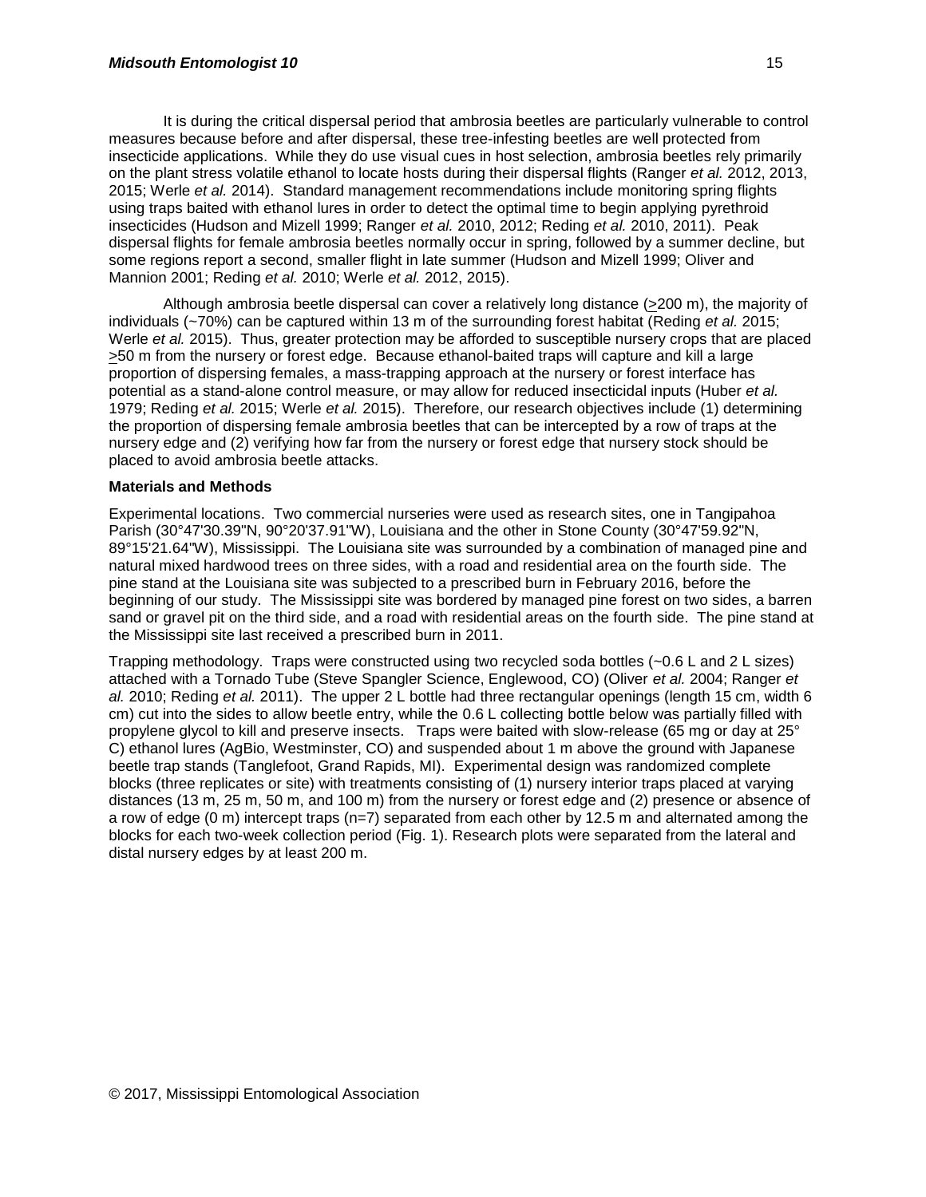It is during the critical dispersal period that ambrosia beetles are particularly vulnerable to control measures because before and after dispersal, these tree-infesting beetles are well protected from insecticide applications. While they do use visual cues in host selection, ambrosia beetles rely primarily on the plant stress volatile ethanol to locate hosts during their dispersal flights (Ranger *et al.* 2012, 2013, 2015; Werle *et al.* 2014). Standard management recommendations include monitoring spring flights using traps baited with ethanol lures in order to detect the optimal time to begin applying pyrethroid insecticides (Hudson and Mizell 1999; Ranger *et al.* 2010, 2012; Reding *et al.* 2010, 2011). Peak dispersal flights for female ambrosia beetles normally occur in spring, followed by a summer decline, but some regions report a second, smaller flight in late summer (Hudson and Mizell 1999; Oliver and Mannion 2001; Reding *et al.* 2010; Werle *et al.* 2012, 2015).

Although ambrosia beetle dispersal can cover a relatively long distance (≥200 m), the majority of individuals (~70%) can be captured within 13 m of the surrounding forest habitat (Reding *et al.* 2015; Werle *et al.* 2015). Thus, greater protection may be afforded to susceptible nursery crops that are placed ≥50 m from the nursery or forest edge. Because ethanol-baited traps will capture and kill a large proportion of dispersing females, a mass-trapping approach at the nursery or forest interface has potential as a stand-alone control measure, or may allow for reduced insecticidal inputs (Huber *et al.* 1979; Reding *et al.* 2015; Werle *et al.* 2015). Therefore, our research objectives include (1) determining the proportion of dispersing female ambrosia beetles that can be intercepted by a row of traps at the nursery edge and (2) verifying how far from the nursery or forest edge that nursery stock should be placed to avoid ambrosia beetle attacks.

## Materials and Methods

Experimental locations. Two commercial nurseries were used as research sites, one in Tangipahoa Parish (30°47'30.39"N, 90°20'37.91"W), Louisiana and the other in Stone County (30°47'59.92"N, 89°15'21.64"W), Mississippi. The Louisiana site was surrounded by a combination of managed pine and natural mixed hardwood trees on three sides, with a road and residential area on the fourth side. The pine stand at the Louisiana site was subjected to a prescribed burn in February 2016, before the beginning of our study. The Mississippi site was bordered by managed pine forest on two sides, a barren sand or gravel pit on the third side, and a road with residential areas on the fourth side. The pine stand at the Mississippi site last received a prescribed burn in 2011.

Trapping methodology. Traps were constructed using two recycled soda bottles (~0.6 L and 2 L sizes) attached with a Tornado Tube (Steve Spangler Science, Englewood, CO) (Oliver *et al.* 2004; Ranger *et al.* 2010; Reding *et al.* 2011). The upper 2 L bottle had three rectangular openings (length 15 cm, width 6 cm) cut into the sides to allow beetle entry, while the 0.6 L collecting bottle below was partially filled with propylene glycol to kill and preserve insects. Traps were baited with slow-release (65 mg or day at 25° C) ethanol lures (AgBio, Westminster, CO) and suspended about 1 m above the ground with Japanese beetle trap stands (Tanglefoot, Grand Rapids, MI). Experimental design was randomized complete blocks (three replicates or site) with treatments consisting of (1) nursery interior traps placed at varying distances (13 m, 25 m, 50 m, and 100 m) from the nursery or forest edge and (2) presence or absence of a row of edge (0 m) intercept traps (n=7) separated from each other by 12.5 m and alternated among the blocks for each two-week collection period (Fig. 1). Research plots were separated from the lateral and distal nursery edges by at least 200 m.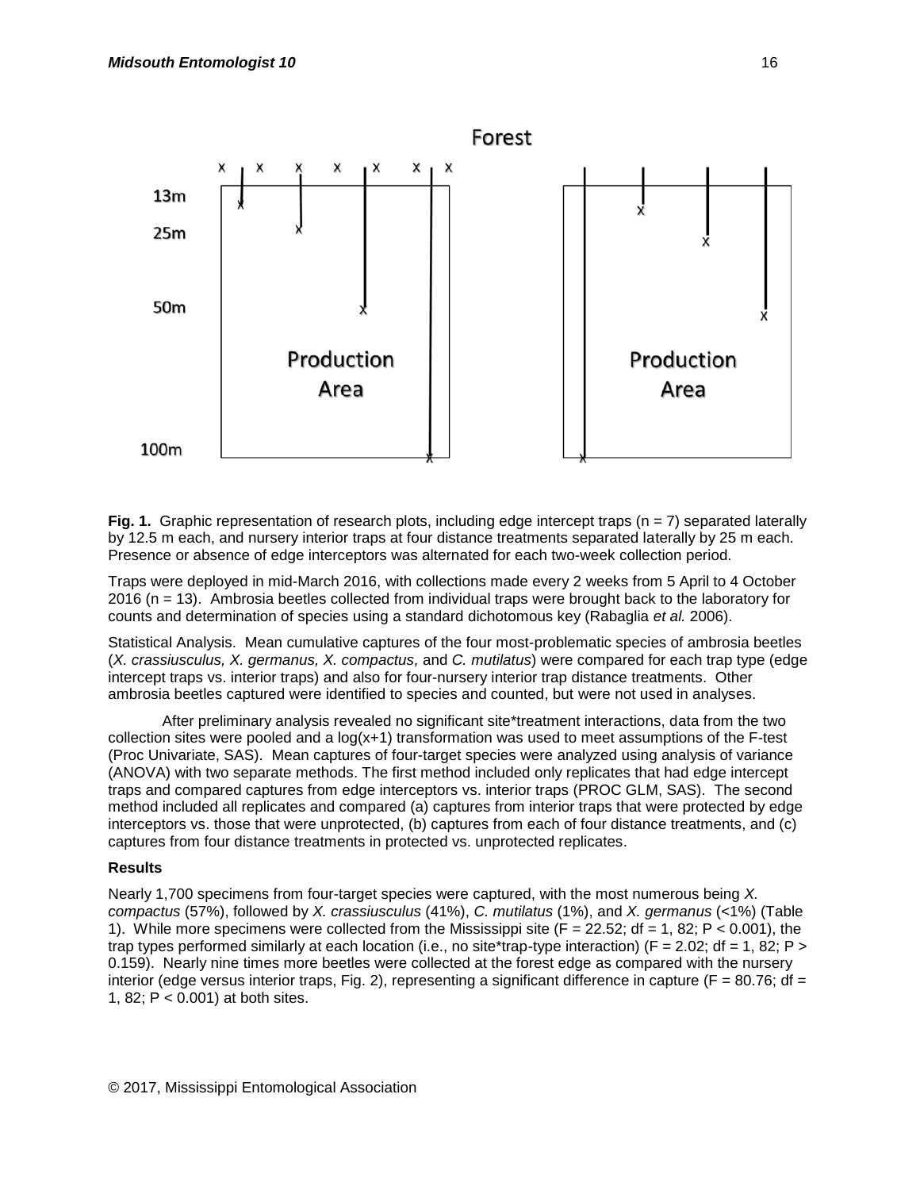**Fig. 1.** Graphic representation of research plots, including edge intercept traps (n = 7) separated laterally by 12.5 m each, and nursery interior traps at four distance treatments separated laterally by 25 m each. Presence or absence of edge interceptors was alternated for each two-week collection period.

Traps were deployed in mid-March 2016, with collections made every 2 weeks from 5 April to 4 October 2016 (n = 13). Ambrosia beetles collected from individual traps were brought back to the laboratory for counts and determination of species using a standard dichotomous key (Rabaglia *et al.* 2006).

Statistical Analysis. Mean cumulative captures of the four most-problematic species of ambrosia beetles (*X. crassiusculus, X. germanus, X. compactus,* and *C. mutilatus*) were compared for each trap type (edge intercept traps vs. interior traps) and also for four-nursery interior trap distance treatments. Other ambrosia beetles captured were identified to species and counted, but were not used in analyses.

After preliminary analysis revealed no significant site*treatment interactions, data from the two collection sites were pooled and a log(x+1) transformation was used to meet assumptions of the F-test (Proc Univariate, SAS). Mean captures of four-target species were analyzed using analysis of variance (ANOVA) with two separate methods. The first method included only replicates that had edge intercept traps and compared captures from edge interceptors vs. interior traps (PROC GLM, SAS). The second method included all replicates and compared (a) captures from interior traps that were protected by edge interceptors vs. those that were unprotected, (b) captures from each of four distance treatments, and (c) captures from four distance treatments in protected vs. unprotected replicates.

### Results

Nearly 1,700 specimens from four-target species were captured, with the most numerous being *X. compactus* (57%), followed by *X. crassiusculus* (41%), *C. mutilatus* (1%), and *X. germanus* (<1%) (Table 1). While more specimens were collected from the Mississippi site ($F = 22.52$; df = 1, 82; $P < 0.001$), the trap types performed similarly at each location (i.e., no site*trap-type interaction) ($F = 2.02$; df = 1, 82; $P > 0.159$). Nearly nine times more beetles were collected at the forest edge as compared with the nursery interior (edge versus interior traps, Fig. 2), representing a significant difference in capture ($F = 80.76$; df = 1, 82; $P < 0.001$) at both sites.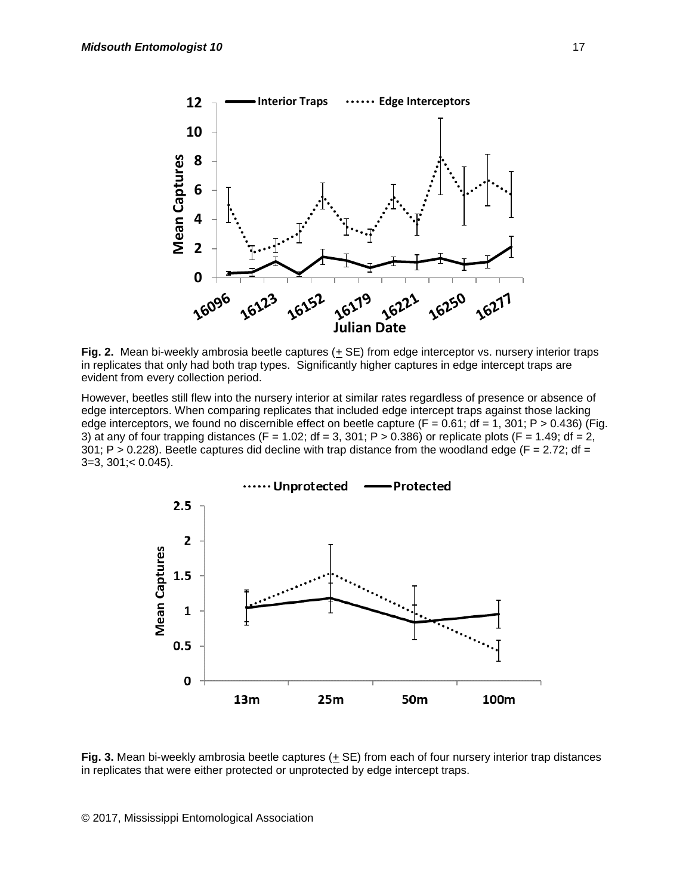**Fig. 2.** Mean bi-weekly ambrosia beetle captures (± SE) from edge interceptor vs. nursery interior traps in replicates that only had both trap types. Significantly higher captures in edge intercept traps are evident from every collection period.

However, beetles still flew into the nursery interior at similar rates regardless of presence or absence of edge interceptors. When comparing replicates that included edge intercept traps against those lacking edge interceptors, we found no discernible effect on beetle capture ($F = 0.61$; df = 1, 301; $P > 0.436$) (Fig. 3) at any of four trapping distances ($F = 1.02$; df = 3, 301; $P > 0.386$) or replicate plots ($F = 1.49$; df = 2, 301; $P > 0.228$). Beetle captures did decline with trap distance from the woodland edge ($F = 2.72$; df = 3=3, 301;< 0.045).

**Fig. 3.** Mean bi-weekly ambrosia beetle captures (± SE) from each of four nursery interior trap distances in replicates that were either protected or unprotected by edge intercept traps.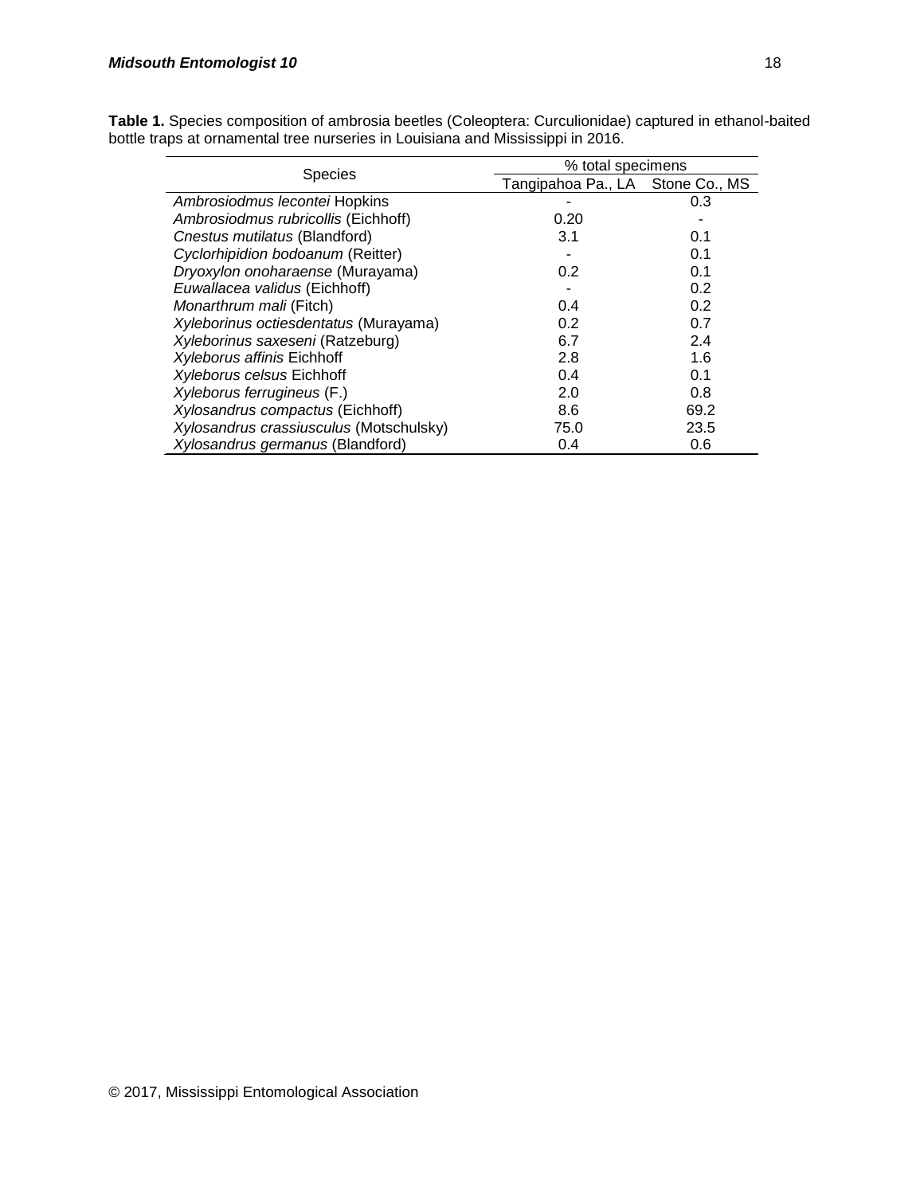**Table 1.** Species composition of ambrosia beetles (Coleoptera: Curculionidae) captured in ethanol-baited bottle traps at ornamental tree nurseries in Louisiana and Mississippi in 2016.

| Species | % total specimens | |
|---|---|---|
| | Tangipahoa Pa., LA | Stone Co., MS |
| *Ambrosiodmus lecontei* Hopkins | - | 0.3 |
| *Ambrosiodmus rubricollis* (Eichhoff) | 0.20 | - |
| *Cnestus mutilatus* (Blandford) | 3.1 | 0.1 |
| *Cyclorhipidion bodoanum* (Reitter) | - | 0.1 |
| *Dryoxylon onoharaense* (Murayama) | 0.2 | 0.1 |
| *Euwallacea validus* (Eichhoff) | - | 0.2 |
| *Monarthrum mali* (Fitch) | 0.4 | 0.2 |
| *Xyleborinus octiesdentatus* (Murayama) | 0.2 | 0.7 |
| *Xyleborinus saxeseni* (Ratzeburg) | 6.7 | 2.4 |
| *Xyleborus affinis* Eichhoff | 2.8 | 1.6 |
| *Xyleborus celsus* Eichhoff | 0.4 | 0.1 |
| *Xyleborus ferrugineus* (F.) | 2.0 | 0.8 |
| *Xylosandrus compactus* (Eichhoff) | 8.6 | 69.2 |
| *Xylosandrus crassiusculus* (Motschulsky) | 75.0 | 23.5 |
| *Xylosandrus germanus* (Blandford) | 0.4 | 0.6 |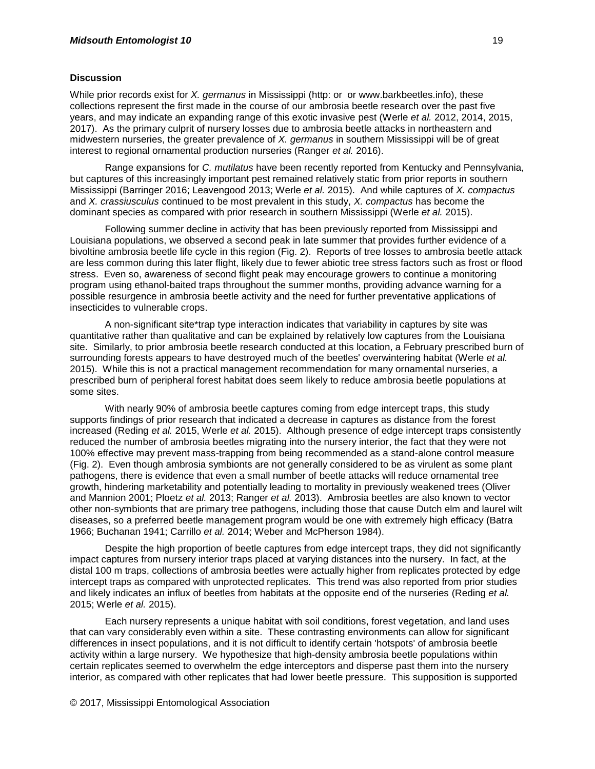### Discussion

While prior records exist for *X. germanus* in Mississippi (http: or or www.barkbeetles.info), these collections represent the first made in the course of our ambrosia beetle research over the past five years, and may indicate an expanding range of this exotic invasive pest (Werle *et al.* 2012, 2014, 2015, 2017). As the primary culprit of nursery losses due to ambrosia beetle attacks in northeastern and midwestern nurseries, the greater prevalence of *X. germanus* in southern Mississippi will be of great interest to regional ornamental production nurseries (Ranger *et al.* 2016).

Range expansions for *C. mutilatus* have been recently reported from Kentucky and Pennsylvania, but captures of this increasingly important pest remained relatively static from prior reports in southern Mississippi (Barringer 2016; Leavengood 2013; Werle *et al.* 2015). And while captures of *X. compactus* and *X. crassiusculus* continued to be most prevalent in this study, *X. compactus* has become the dominant species as compared with prior research in southern Mississippi (Werle *et al.* 2015).

Following summer decline in activity that has been previously reported from Mississippi and Louisiana populations, we observed a second peak in late summer that provides further evidence of a bivoltine ambrosia beetle life cycle in this region (Fig. 2). Reports of tree losses to ambrosia beetle attack are less common during this later flight, likely due to fewer abiotic tree stress factors such as frost or flood stress. Even so, awareness of second flight peak may encourage growers to continue a monitoring program using ethanol-baited traps throughout the summer months, providing advance warning for a possible resurgence in ambrosia beetle activity and the need for further preventative applications of insecticides to vulnerable crops.

A non-significant site*trap type interaction indicates that variability in captures by site was quantitative rather than qualitative and can be explained by relatively low captures from the Louisiana site. Similarly, to prior ambrosia beetle research conducted at this location, a February prescribed burn of surrounding forests appears to have destroyed much of the beetles' overwintering habitat (Werle *et al.* 2015). While this is not a practical management recommendation for many ornamental nurseries, a prescribed burn of peripheral forest habitat does seem likely to reduce ambrosia beetle populations at some sites.

With nearly 90% of ambrosia beetle captures coming from edge intercept traps, this study supports findings of prior research that indicated a decrease in captures as distance from the forest increased (Reding *et al.* 2015, Werle *et al.* 2015). Although presence of edge intercept traps consistently reduced the number of ambrosia beetles migrating into the nursery interior, the fact that they were not 100% effective may prevent mass-trapping from being recommended as a stand-alone control measure (Fig. 2). Even though ambrosia symbionts are not generally considered to be as virulent as some plant pathogens, there is evidence that even a small number of beetle attacks will reduce ornamental tree growth, hindering marketability and potentially leading to mortality in previously weakened trees (Oliver and Mannion 2001; Ploetz *et al.* 2013; Ranger *et al.* 2013). Ambrosia beetles are also known to vector other non-symbionts that are primary tree pathogens, including those that cause Dutch elm and laurel wilt diseases, so a preferred beetle management program would be one with extremely high efficacy (Batra 1966; Buchanan 1941; Carrillo *et al.* 2014; Weber and McPherson 1984).

Despite the high proportion of beetle captures from edge intercept traps, they did not significantly impact captures from nursery interior traps placed at varying distances into the nursery. In fact, at the distal 100 m traps, collections of ambrosia beetles were actually higher from replicates protected by edge intercept traps as compared with unprotected replicates. This trend was also reported from prior studies and likely indicates an influx of beetles from habitats at the opposite end of the nurseries (Reding *et al.* 2015; Werle *et al.* 2015).

Each nursery represents a unique habitat with soil conditions, forest vegetation, and land uses that can vary considerably even within a site. These contrasting environments can allow for significant differences in insect populations, and it is not difficult to identify certain 'hotspots' of ambrosia beetle activity within a large nursery. We hypothesize that high-density ambrosia beetle populations within certain replicates seemed to overwhelm the edge interceptors and disperse past them into the nursery interior, as compared with other replicates that had lower beetle pressure. This supposition is supported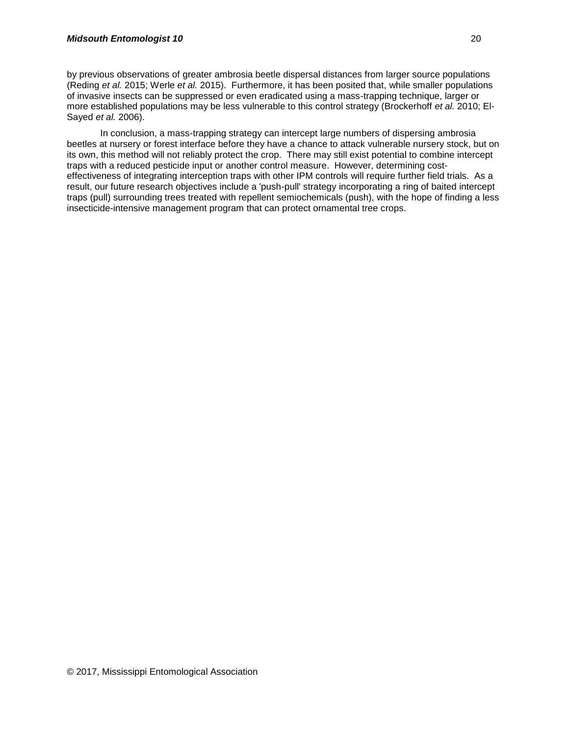by previous observations of greater ambrosia beetle dispersal distances from larger source populations (Reding *et al.* 2015; Werle *et al.* 2015). Furthermore, it has been posited that, while smaller populations of invasive insects can be suppressed or even eradicated using a mass-trapping technique, larger or more established populations may be less vulnerable to this control strategy (Brockerhoff *et al.* 2010; El-Sayed *et al.* 2006).

In conclusion, a mass-trapping strategy can intercept large numbers of dispersing ambrosia beetles at nursery or forest interface before they have a chance to attack vulnerable nursery stock, but on its own, this method will not reliably protect the crop. There may still exist potential to combine intercept traps with a reduced pesticide input or another control measure. However, determining cost-effectiveness of integrating interception traps with other IPM controls will require further field trials. As a result, our future research objectives include a 'push-pull' strategy incorporating a ring of baited intercept traps (pull) surrounding trees treated with repellent semiochemicals (push), with the hope of finding a less insecticide-intensive management program that can protect ornamental tree crops.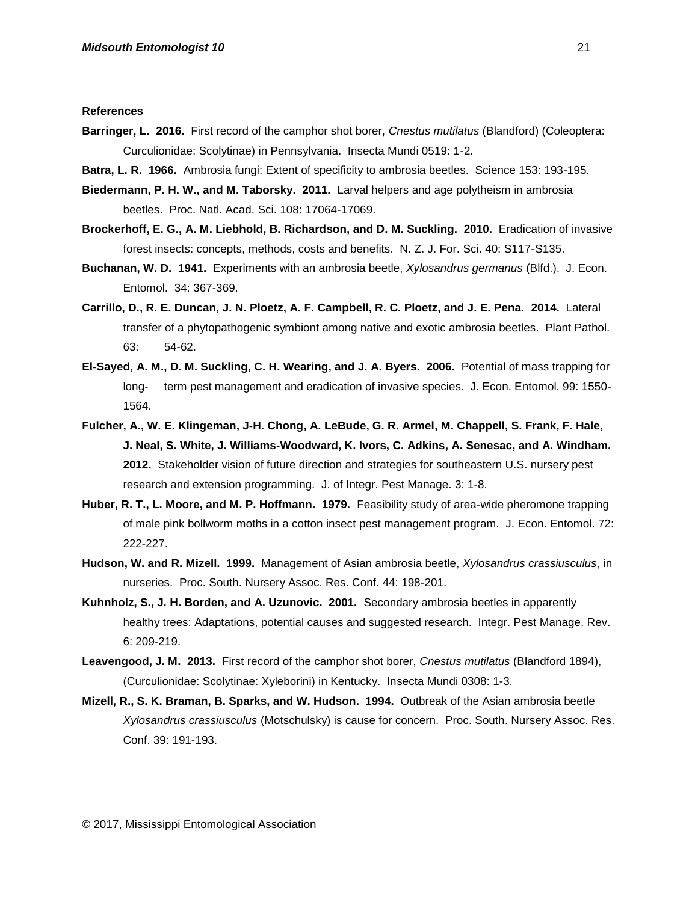**References**

**Barringer, L. 2016.** First record of the camphor shot borer, *Cnestus mutilatus* (Blandford) (Coleoptera: Curculionidae: Scolytinae) in Pennsylvania. Insecta Mundi 0519: 1-2.

**Batra, L. R. 1966.** Ambrosia fungi: Extent of specificity to ambrosia beetles. Science 153: 193-195.

**Biedermann, P. H. W., and M. Taborsky. 2011.** Larval helpers and age polytheism in ambrosia beetles. Proc. Natl. Acad. Sci. 108: 17064-17069.

**Brockerhoff, E. G., A. M. Liebhold, B. Richardson, and D. M. Suckling. 2010.** Eradication of invasive forest insects: concepts, methods, costs and benefits. N. Z. J. For. Sci. 40: S117-S135.

**Buchanan, W. D. 1941.** Experiments with an ambrosia beetle, *Xylosandrus germanus* (Blfd.). J. Econ. Entomol. 34: 367-369.

**Carrillo, D., R. E. Duncan, J. N. Ploetz, A. F. Campbell, R. C. Ploetz, and J. E. Pena. 2014.** Lateral transfer of a phytopathogenic symbiont among native and exotic ambrosia beetles. Plant Pathol. 63: 54-62.

**El-Sayed, A. M., D. M. Suckling, C. H. Wearing, and J. A. Byers. 2006.** Potential of mass trapping for long- term pest management and eradication of invasive species. J. Econ. Entomol. 99: 1550-1564.

**Fulcher, A., W. E. Klingeman, J-H. Chong, A. LeBude, G. R. Armel, M. Chappell, S. Frank, F. Hale, J. Neal, S. White, J. Williams-Woodward, K. Ivors, C. Adkins, A. Senesac, and A. Windham. 2012.** Stakeholder vision of future direction and strategies for southeastern U.S. nursery pest research and extension programming. J. of Integr. Pest Manage. 3: 1-8.

**Huber, R. T., L. Moore, and M. P. Hoffmann. 1979.** Feasibility study of area-wide pheromone trapping of male pink bollworm moths in a cotton insect pest management program. J. Econ. Entomol. 72: 222-227.

**Hudson, W. and R. Mizell. 1999.** Management of Asian ambrosia beetle, *Xylosandrus crassiusculus*, in nurseries. Proc. South. Nursery Assoc. Res. Conf. 44: 198-201.

**Kuhnholz, S., J. H. Borden, and A. Uzunovic. 2001.** Secondary ambrosia beetles in apparently healthy trees: Adaptations, potential causes and suggested research. Integr. Pest Manage. Rev. 6: 209-219.

**Leavengood, J. M. 2013.** First record of the camphor shot borer, *Cnestus mutilatus* (Blandford 1894), (Curculionidae: Scolytinae: Xyleborini) in Kentucky. Insecta Mundi 0308: 1-3.

**Mizell, R., S. K. Braman, B. Sparks, and W. Hudson. 1994.** Outbreak of the Asian ambrosia beetle *Xylosandrus crassiusculus* (Motschulsky) is cause for concern. Proc. South. Nursery Assoc. Res. Conf. 39: 191-193.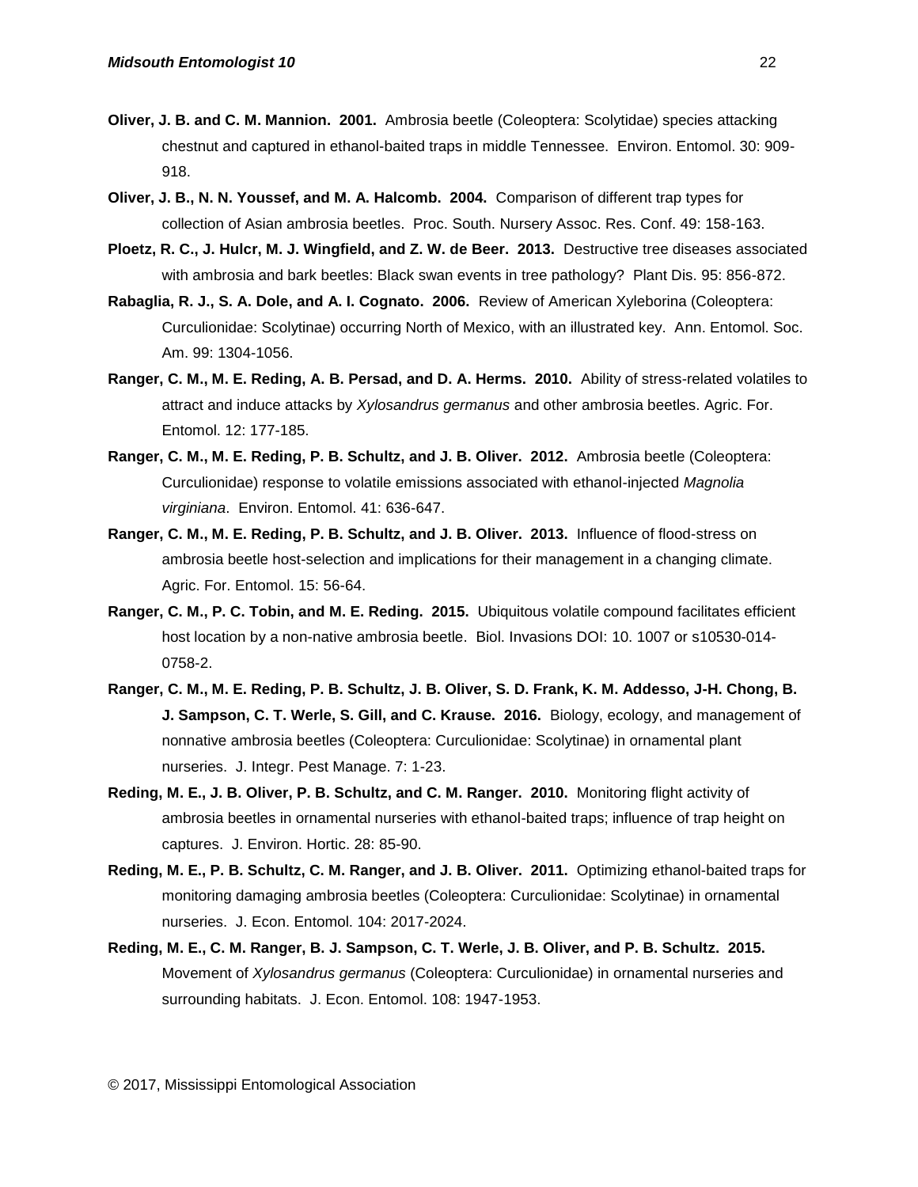**Oliver, J. B. and C. M. Mannion. 2001.** Ambrosia beetle (Coleoptera: Scolytidae) species attacking chestnut and captured in ethanol-baited traps in middle Tennessee. Environ. Entomol. 30: 909-918.

**Oliver, J. B., N. N. Youssef, and M. A. Halcomb. 2004.** Comparison of different trap types for collection of Asian ambrosia beetles. Proc. South. Nursery Assoc. Res. Conf. 49: 158-163.

**Ploetz, R. C., J. Hulcr, M. J. Wingfield, and Z. W. de Beer. 2013.** Destructive tree diseases associated with ambrosia and bark beetles: Black swan events in tree pathology? Plant Dis. 95: 856-872.

**Rabaglia, R. J., S. A. Dole, and A. I. Cognato. 2006.** Review of American Xyleborina (Coleoptera: Curculionidae: Scolytinae) occurring North of Mexico, with an illustrated key. Ann. Entomol. Soc. Am. 99: 1304-1056.

**Ranger, C. M., M. E. Reding, A. B. Persad, and D. A. Herms. 2010.** Ability of stress-related volatiles to attract and induce attacks by *Xylosandrus germanus* and other ambrosia beetles. Agric. For. Entomol. 12: 177-185.

**Ranger, C. M., M. E. Reding, P. B. Schultz, and J. B. Oliver. 2012.** Ambrosia beetle (Coleoptera: Curculionidae) response to volatile emissions associated with ethanol-injected *Magnolia virginiana*. Environ. Entomol. 41: 636-647.

**Ranger, C. M., M. E. Reding, P. B. Schultz, and J. B. Oliver. 2013.** Influence of flood-stress on ambrosia beetle host-selection and implications for their management in a changing climate. Agric. For. Entomol. 15: 56-64.

**Ranger, C. M., P. C. Tobin, and M. E. Reding. 2015.** Ubiquitous volatile compound facilitates efficient host location by a non-native ambrosia beetle. Biol. Invasions DOI: 10. 1007 or s10530-014-0758-2.

**Ranger, C. M., M. E. Reding, P. B. Schultz, J. B. Oliver, S. D. Frank, K. M. Addesso, J-H. Chong, B. J. Sampson, C. T. Werle, S. Gill, and C. Krause. 2016.** Biology, ecology, and management of nonnative ambrosia beetles (Coleoptera: Curculionidae: Scolytinae) in ornamental plant nurseries. J. Integr. Pest Manage. 7: 1-23.

**Reding, M. E., J. B. Oliver, P. B. Schultz, and C. M. Ranger. 2010.** Monitoring flight activity of ambrosia beetles in ornamental nurseries with ethanol-baited traps; influence of trap height on captures. J. Environ. Hortic. 28: 85-90.

**Reding, M. E., P. B. Schultz, C. M. Ranger, and J. B. Oliver. 2011.** Optimizing ethanol-baited traps for monitoring damaging ambrosia beetles (Coleoptera: Curculionidae: Scolytinae) in ornamental nurseries. J. Econ. Entomol. 104: 2017-2024.

**Reding, M. E., C. M. Ranger, B. J. Sampson, C. T. Werle, J. B. Oliver, and P. B. Schultz. 2015.** Movement of *Xylosandrus germanus* (Coleoptera: Curculionidae) in ornamental nurseries and surrounding habitats. J. Econ. Entomol. 108: 1947-1953.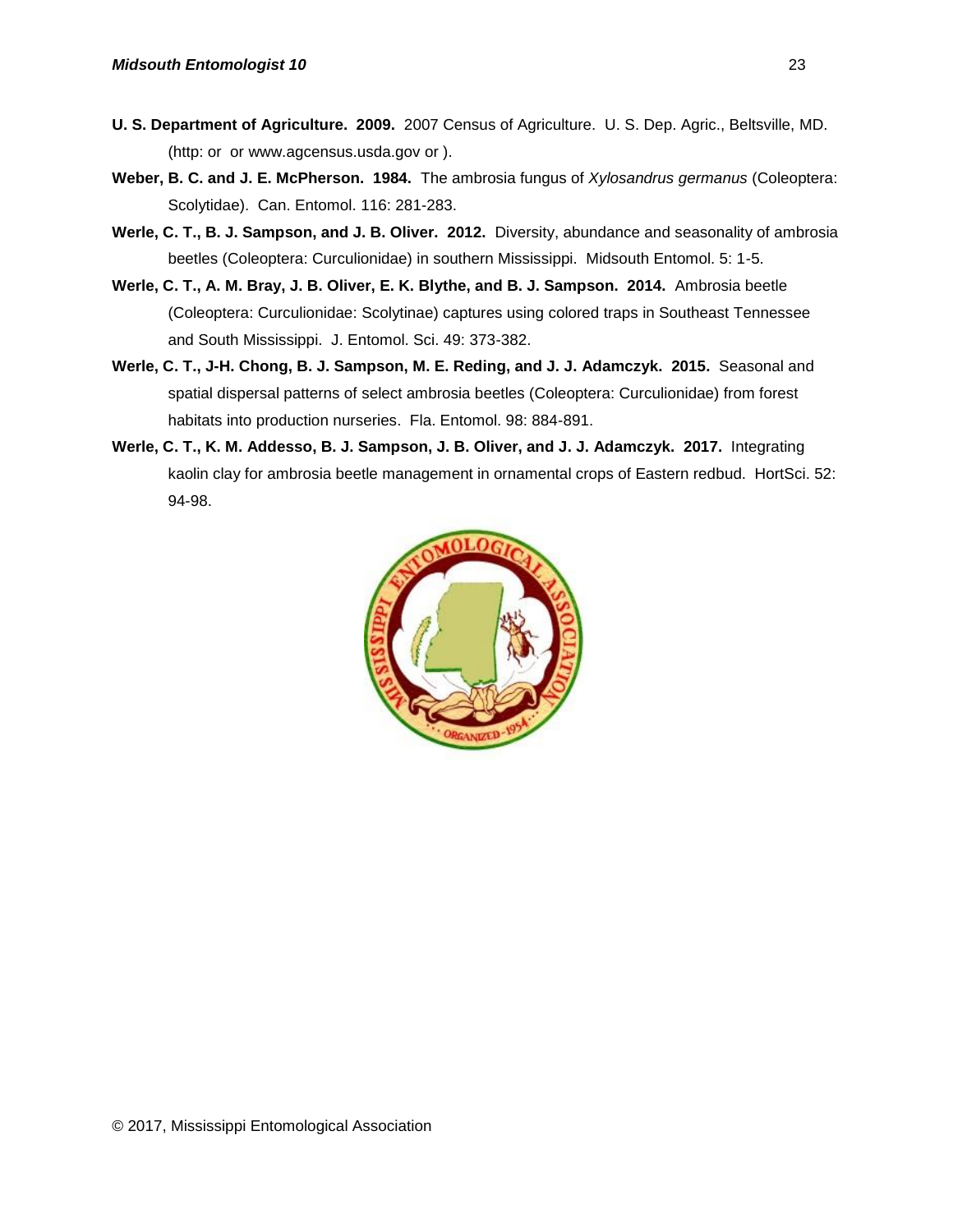**U. S. Department of Agriculture. 2009.** 2007 Census of Agriculture. U. S. Dep. Agric., Beltsville, MD. (http: or or www.agcensus.usda.gov or ).

**Weber, B. C. and J. E. McPherson. 1984.** The ambrosia fungus of *Xylosandrus germanus* (Coleoptera: Scolytidae). Can. Entomol. 116: 281-283.

**Werle, C. T., B. J. Sampson, and J. B. Oliver. 2012.** Diversity, abundance and seasonality of ambrosia beetles (Coleoptera: Curculionidae) in southern Mississippi. Midsouth Entomol. 5: 1-5.

**Werle, C. T., A. M. Bray, J. B. Oliver, E. K. Blythe, and B. J. Sampson. 2014.** Ambrosia beetle (Coleoptera: Curculionidae: Scolytinae) captures using colored traps in Southeast Tennessee and South Mississippi. J. Entomol. Sci. 49: 373-382.

**Werle, C. T., J-H. Chong, B. J. Sampson, M. E. Reding, and J. J. Adamczyk. 2015.** Seasonal and spatial dispersal patterns of select ambrosia beetles (Coleoptera: Curculionidae) from forest habitats into production nurseries. Fla. Entomol. 98: 884-891.

**Werle, C. T., K. M. Addesso, B. J. Sampson, J. B. Oliver, and J. J. Adamczyk. 2017.** Integrating kaolin clay for ambrosia beetle management in ornamental crops of Eastern redbud. HortSci. 52: 94-98.

© 2017, Mississippi Entomological Association